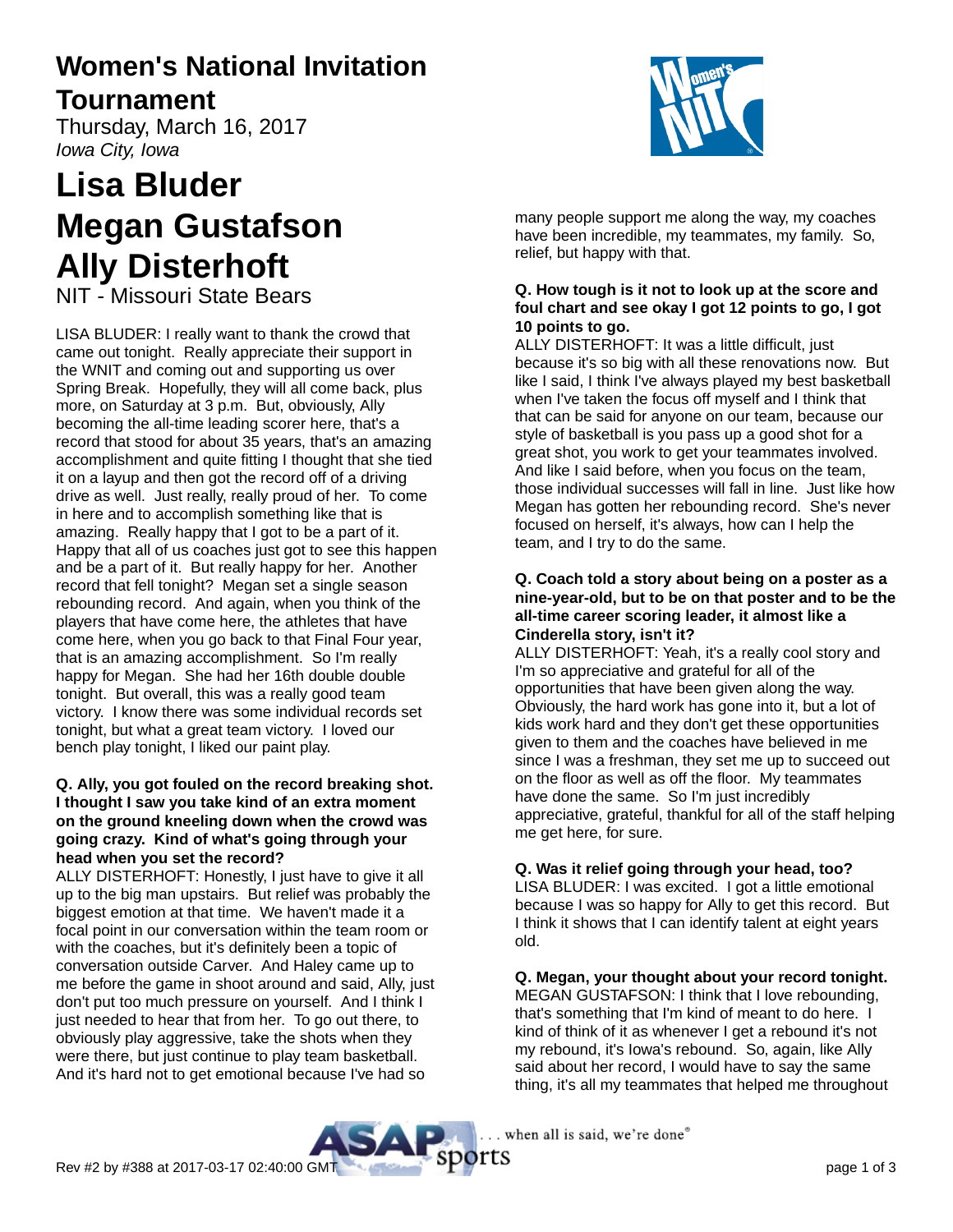# Women's National Invitation Tournament

Thursday, March 16, 2017

*Iowa City, Iowa*

# Lisa Bluder
# Megan Gustafson
# Ally Disterhoft

NIT - Missouri State Bears

LISA BLUDER: I really want to thank the crowd that came out tonight. Really appreciate their support in the WNIT and coming out and supporting us over Spring Break. Hopefully, they will all come back, plus more, on Saturday at 3 p.m. But, obviously, Ally becoming the all-time leading scorer here, that's a record that stood for about 35 years, that's an amazing accomplishment and quite fitting I thought that she tied it on a layup and then got the record off of a driving drive as well. Just really, really proud of her. To come in here and to accomplish something like that is amazing. Really happy that I got to be a part of it. Happy that all of us coaches just got to see this happen and be a part of it. But really happy for her. Another record that fell tonight? Megan set a single season rebounding record. And again, when you think of the players that have come here, the athletes that have come here, when you go back to that Final Four year, that is an amazing accomplishment. So I'm really happy for Megan. She had her 16th double double tonight. But overall, this was a really good team victory. I know there was some individual records set tonight, but what a great team victory. I loved our bench play tonight, I liked our paint play.

**Q. Ally, you got fouled on the record breaking shot. I thought I saw you take kind of an extra moment on the ground kneeling down when the crowd was going crazy. Kind of what's going through your head when you set the record?**

ALLY DISTERHOFT: Honestly, I just have to give it all up to the big man upstairs. But relief was probably the biggest emotion at that time. We haven't made it a focal point in our conversation within the team room or with the coaches, but it's definitely been a topic of conversation outside Carver. And Haley came up to me before the game in shoot around and said, Ally, just don't put too much pressure on yourself. And I think I just needed to hear that from her. To go out there, to obviously play aggressive, take the shots when they were there, but just continue to play team basketball. And it's hard not to get emotional because I've had so many people support me along the way, my coaches have been incredible, my teammates, my family. So, relief, but happy with that.

**Q. How tough is it not to look up at the score and foul chart and see okay I got 12 points to go, I got 10 points to go.**

ALLY DISTERHOFT: It was a little difficult, just because it's so big with all these renovations now. But like I said, I think I've always played my best basketball when I've taken the focus off myself and I think that that can be said for anyone on our team, because our style of basketball is you pass up a good shot for a great shot, you work to get your teammates involved. And like I said before, when you focus on the team, those individual successes will fall in line. Just like how Megan has gotten her rebounding record. She's never focused on herself, it's always, how can I help the team, and I try to do the same.

**Q. Coach told a story about being on a poster as a nine-year-old, but to be on that poster and to be the all-time career scoring leader, it almost like a Cinderella story, isn't it?**

ALLY DISTERHOFT: Yeah, it's a really cool story and I'm so appreciative and grateful for all of the opportunities that have been given along the way. Obviously, the hard work has gone into it, but a lot of kids work hard and they don't get these opportunities given to them and the coaches have believed in me since I was a freshman, they set me up to succeed out on the floor as well as off the floor. My teammates have done the same. So I'm just incredibly appreciative, grateful, thankful for all of the staff helping me get here, for sure.

**Q. Was it relief going through your head, too?**

LISA BLUDER: I was excited. I got a little emotional because I was so happy for Ally to get this record. But I think it shows that I can identify talent at eight years old.

**Q. Megan, your thought about your record tonight.**

MEGAN GUSTAFSON: I think that I love rebounding, that's something that I'm kind of meant to do here. I kind of think of it as whenever I get a rebound it's not my rebound, it's Iowa's rebound. So, again, like Ally said about her record, I would have to say the same thing, it's all my teammates that helped me throughout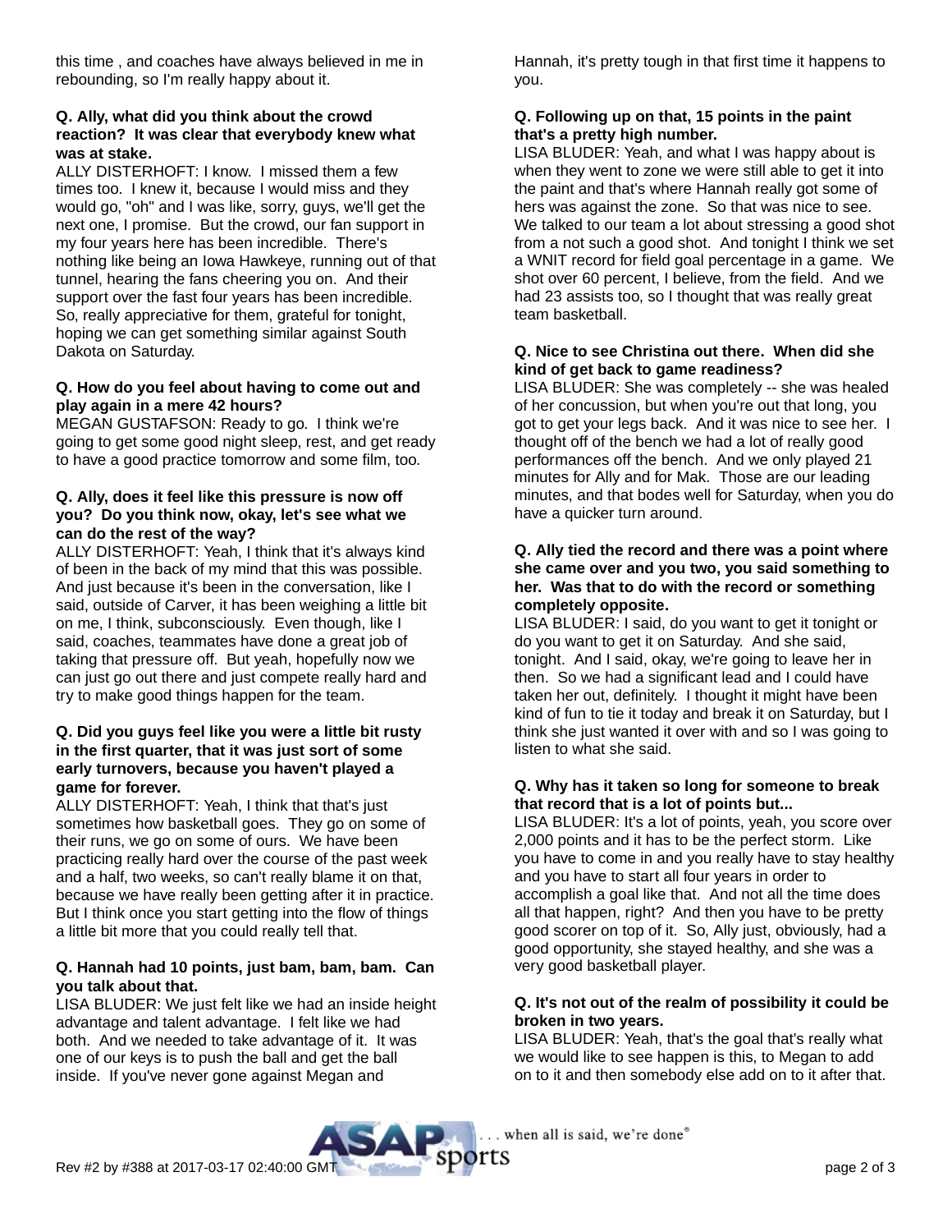this time , and coaches have always believed in me in rebounding, so I'm really happy about it.

**Q. Ally, what did you think about the crowd reaction? It was clear that everybody knew what was at stake.**

ALLY DISTERHOFT: I know. I missed them a few times too. I knew it, because I would miss and they would go, "oh" and I was like, sorry, guys, we'll get the next one, I promise. But the crowd, our fan support in my four years here has been incredible. There's nothing like being an Iowa Hawkeye, running out of that tunnel, hearing the fans cheering you on. And their support over the fast four years has been incredible. So, really appreciative for them, grateful for tonight, hoping we can get something similar against South Dakota on Saturday.

**Q. How do you feel about having to come out and play again in a mere 42 hours?**

MEGAN GUSTAFSON: Ready to go. I think we're going to get some good night sleep, rest, and get ready to have a good practice tomorrow and some film, too.

**Q. Ally, does it feel like this pressure is now off you? Do you think now, okay, let's see what we can do the rest of the way?**

ALLY DISTERHOFT: Yeah, I think that it's always kind of been in the back of my mind that this was possible. And just because it's been in the conversation, like I said, outside of Carver, it has been weighing a little bit on me, I think, subconsciously. Even though, like I said, coaches, teammates have done a great job of taking that pressure off. But yeah, hopefully now we can just go out there and just compete really hard and try to make good things happen for the team.

**Q. Did you guys feel like you were a little bit rusty in the first quarter, that it was just sort of some early turnovers, because you haven't played a game for forever.**

ALLY DISTERHOFT: Yeah, I think that that's just sometimes how basketball goes. They go on some of their runs, we go on some of ours. We have been practicing really hard over the course of the past week and a half, two weeks, so can't really blame it on that, because we have really been getting after it in practice. But I think once you start getting into the flow of things a little bit more that you could really tell that.

**Q. Hannah had 10 points, just bam, bam, bam. Can you talk about that.**

LISA BLUDER: We just felt like we had an inside height advantage and talent advantage. I felt like we had both. And we needed to take advantage of it. It was one of our keys is to push the ball and get the ball inside. If you've never gone against Megan and Hannah, it's pretty tough in that first time it happens to you.

**Q. Following up on that, 15 points in the paint that's a pretty high number.**

LISA BLUDER: Yeah, and what I was happy about is when they went to zone we were still able to get it into the paint and that's where Hannah really got some of hers was against the zone. So that was nice to see. We talked to our team a lot about stressing a good shot from a not such a good shot. And tonight I think we set a WNIT record for field goal percentage in a game. We shot over 60 percent, I believe, from the field. And we had 23 assists too, so I thought that was really great team basketball.

**Q. Nice to see Christina out there. When did she kind of get back to game readiness?**

LISA BLUDER: She was completely -- she was healed of her concussion, but when you're out that long, you got to get your legs back. And it was nice to see her. I thought off of the bench we had a lot of really good performances off the bench. And we only played 21 minutes for Ally and for Mak. Those are our leading minutes, and that bodes well for Saturday, when you do have a quicker turn around.

**Q. Ally tied the record and there was a point where she came over and you two, you said something to her. Was that to do with the record or something completely opposite.**

LISA BLUDER: I said, do you want to get it tonight or do you want to get it on Saturday. And she said, tonight. And I said, okay, we're going to leave her in then. So we had a significant lead and I could have taken her out, definitely. I thought it might have been kind of fun to tie it today and break it on Saturday, but I think she just wanted it over with and so I was going to listen to what she said.

**Q. Why has it taken so long for someone to break that record that is a lot of points but...**

LISA BLUDER: It's a lot of points, yeah, you score over 2,000 points and it has to be the perfect storm. Like you have to come in and you really have to stay healthy and you have to start all four years in order to accomplish a goal like that. And not all the time does all that happen, right? And then you have to be pretty good scorer on top of it. So, Ally just, obviously, had a good opportunity, she stayed healthy, and she was a very good basketball player.

**Q. It's not out of the realm of possibility it could be broken in two years.**

LISA BLUDER: Yeah, that's the goal that's really what we would like to see happen is this, to Megan to add on to it and then somebody else add on to it after that.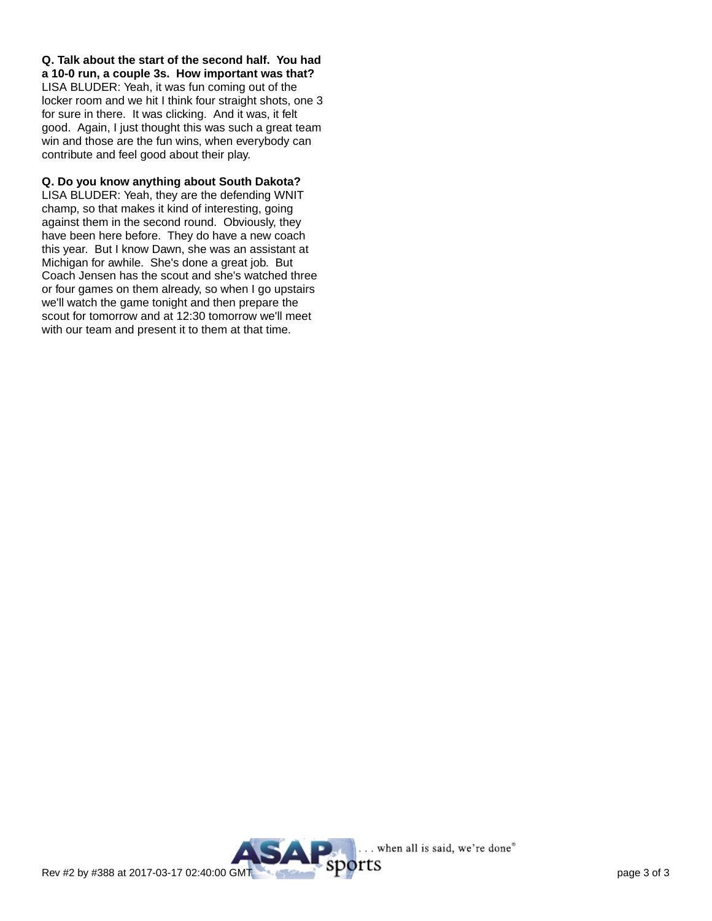**Q. Talk about the start of the second half. You had a 10-0 run, a couple 3s. How important was that?**

LISA BLUDER: Yeah, it was fun coming out of the locker room and we hit I think four straight shots, one 3 for sure in there. It was clicking. And it was, it felt good. Again, I just thought this was such a great team win and those are the fun wins, when everybody can contribute and feel good about their play.

**Q. Do you know anything about South Dakota?**

LISA BLUDER: Yeah, they are the defending WNIT champ, so that makes it kind of interesting, going against them in the second round. Obviously, they have been here before. They do have a new coach this year. But I know Dawn, she was an assistant at Michigan for awhile. She's done a great job. But Coach Jensen has the scout and she's watched three or four games on them already, so when I go upstairs we'll watch the game tonight and then prepare the scout for tomorrow and at 12:30 tomorrow we'll meet with our team and present it to them at that time.